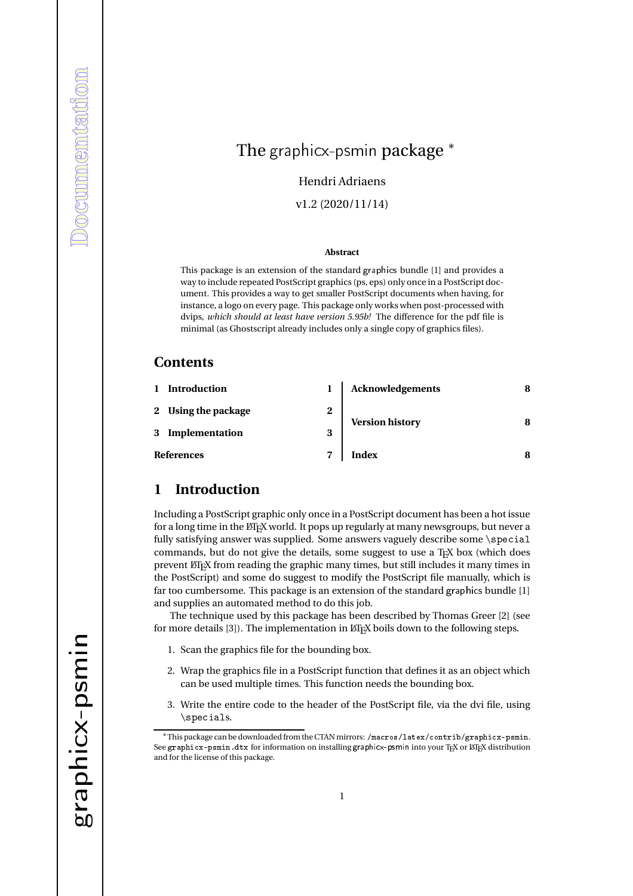# The graphicx-psmin package *

Hendri Adriaens

v1.2 (2020/11/14)

**Abstract**

This package is an extension of the standard graphics bundle [1] and provides a way to include repeated PostScript graphics (ps, eps) only once in a PostScript document. This provides a way to get smaller PostScript documents when having, for instance, a logo on every page. This package only works when post-processed with dvips, *which should at least have version 5.95b!* The difference for the pdf file is minimal (as Ghostscript already includes only a single copy of graphics files).

## Contents

| | |
|---|---|
| **1 Introduction** | **1** |
| **2 Using the package** | **2** |
| **3 Implementation** | **3** |
| **References** | **7** |
| **Acknowledgements** | **8** |
| **Version history** | **8** |
| **Index** | **8** |

## 1 Introduction

Including a PostScript graphic only once in a PostScript document has been a hot issue for a long time in the LaTeX world. It pops up regularly at many newsgroups, but never a fully satisfying answer was supplied. Some answers vaguely describe some `\special` commands, but do not give the details, some suggest to use a TeX box (which does prevent LaTeX from reading the graphic many times, but still includes it many times in the PostScript) and some do suggest to modify the PostScript file manually, which is far too cumbersome. This package is an extension of the standard graphics bundle [1] and supplies an automated method to do this job.

The technique used by this package has been described by Thomas Greer [2] (see for more details [3]). The implementation in LaTeX boils down to the following steps.

1. Scan the graphics file for the bounding box.
2. Wrap the graphics file in a PostScript function that defines it as an object which can be used multiple times. This function needs the bounding box.
3. Write the entire code to the header of the PostScript file, via the dvi file, using `\specials`.

*This package can be downloaded from the CTAN mirrors: `/macros/latex/contrib/graphicx-psmin`. See `graphicx-psmin.dtx` for information on installing graphicx-psmin into your TeX or LaTeX distribution and for the license of this package.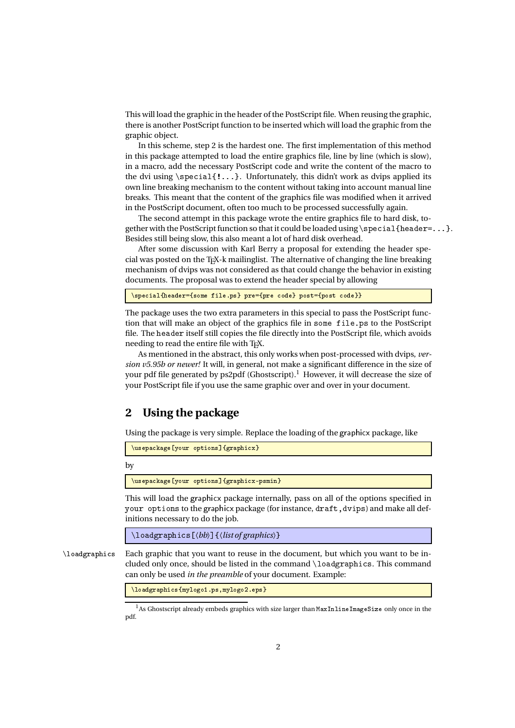This will load the graphic in the header of the PostScript file. When reusing the graphic, there is another PostScript function to be inserted which will load the graphic from the graphic object.

In this scheme, step 2 is the hardest one. The first implementation of this method in this package attempted to load the entire graphics file, line by line (which is slow), in a macro, add the necessary PostScript code and write the content of the macro to the dvi using `\special{!...}`. Unfortunately, this didn't work as dvips applied its own line breaking mechanism to the content without taking into account manual line breaks. This meant that the content of the graphics file was modified when it arrived in the PostScript document, often too much to be processed successfully again.

The second attempt in this package wrote the entire graphics file to hard disk, together with the PostScript function so that it could be loaded using `\special{header=...}`. Besides still being slow, this also meant a lot of hard disk overhead.

After some discussion with Karl Berry a proposal for extending the header special was posted on the TeX-k mailinglist. The alternative of changing the line breaking mechanism of dvips was not considered as that could change the behavior in existing documents. The proposal was to extend the header special by allowing

```
\special{header={some file.ps} pre={pre code} post={post code}}
```

The package uses the two extra parameters in this special to pass the PostScript function that will make an object of the graphics file in `some file.ps` to the PostScript file. The `header` itself still copies the file directly into the PostScript file, which avoids needing to read the entire file with TeX.

As mentioned in the abstract, this only works when post-processed with dvips, *version v5.95b or newer!* It will, in general, not make a significant difference in the size of your pdf file generated by ps2pdf (Ghostscript).[1] However, it will decrease the size of your PostScript file if you use the same graphic over and over in your document.

## 2 Using the package

Using the package is very simple. Replace the loading of the graphicx package, like

```
\usepackage[your options]{graphicx}
```

by

```
\usepackage[your options]{graphicx-psmin}
```

This will load the graphicx package internally, pass on all of the options specified in `your options` to the graphicx package (for instance, `draft,dvips`) and make all definitions necessary to do the job.

`\loadgraphics[⟨bb⟩]{⟨list of graphics⟩}`

`\loadgraphics` Each graphic that you want to reuse in the document, but which you want to be included only once, should be listed in the command `\loadgraphics`. This command can only be used *in the preamble* of your document. Example:

```
\loadgraphics{mylogo1.ps,mylogo2.eps}
```

[1] As Ghostscript already embeds graphics with size larger than `MaxInlineImageSize` only once in the pdf.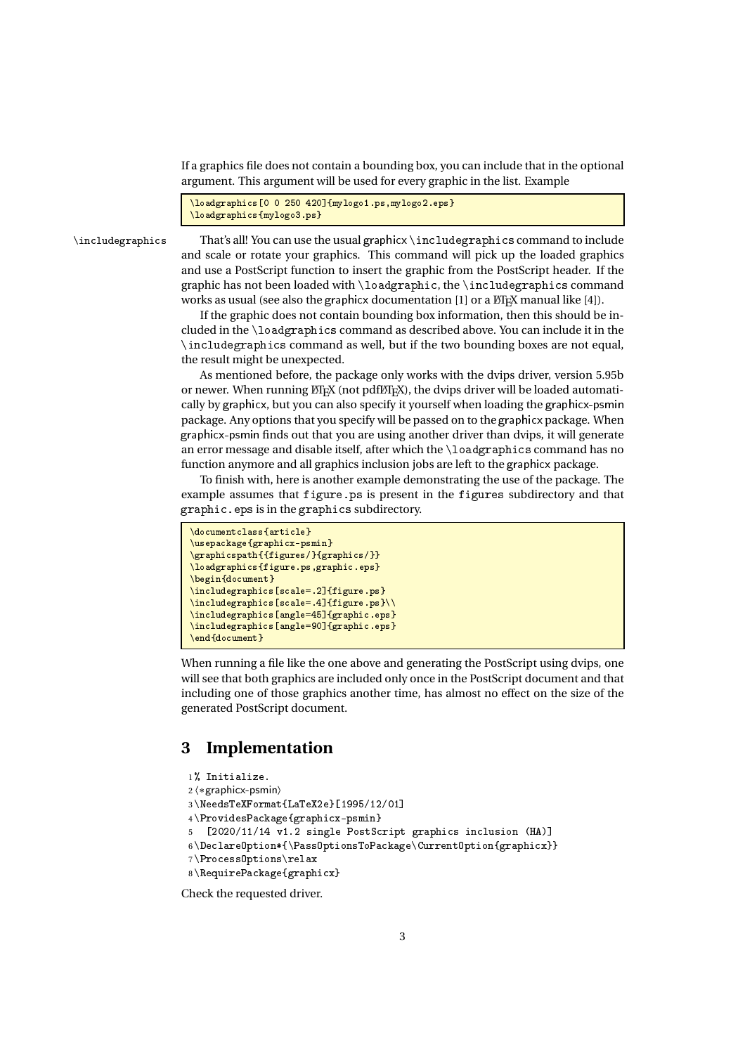If a graphics file does not contain a bounding box, you can include that in the optional argument. This argument will be used for every graphic in the list. Example

```
\loadgraphics[0 0 250 420]{mylogo1.ps,mylogo2.eps}
\loadgraphics{mylogo3.ps}
```

\includegraphics That's all! You can use the usual graphicx `\includegraphics` command to include and scale or rotate your graphics. This command will pick up the loaded graphics and use a PostScript function to insert the graphic from the PostScript header. If the graphic has not been loaded with `\loadgraphic`, the `\includegraphics` command works as usual (see also the graphicx documentation [1] or a LaTeX manual like [4]).

If the graphic does not contain bounding box information, then this should be included in the `\loadgraphics` command as described above. You can include it in the `\includegraphics` command as well, but if the two bounding boxes are not equal, the result might be unexpected.

As mentioned before, the package only works with the dvips driver, version 5.95b or newer. When running LaTeX (not pdfLaTeX), the dvips driver will be loaded automatically by graphicx, but you can also specify it yourself when loading the graphicx-psmin package. Any options that you specify will be passed on to the graphicx package. When graphicx-psmin finds out that you are using another driver than dvips, it will generate an error message and disable itself, after which the `\loadgraphics` command has no function anymore and all graphics inclusion jobs are left to the graphicx package.

To finish with, here is another example demonstrating the use of the package. The example assumes that `figure.ps` is present in the `figures` subdirectory and that `graphic.eps` is in the `graphics` subdirectory.

```
\documentclass{article}
\usepackage{graphicx-psmin}
\graphicspath{{figures/}{graphics/}}
\loadgraphics{figure.ps,graphic.eps}
\begin{document}
\includegraphics[scale=.2]{figure.ps}
\includegraphics[scale=.4]{figure.ps}\\
\includegraphics[angle=45]{graphic.eps}
\includegraphics[angle=90]{graphic.eps}
\end{document}
```

When running a file like the one above and generating the PostScript using dvips, one will see that both graphics are included only once in the PostScript document and that including one of those graphics another time, has almost no effect on the size of the generated PostScript document.

## 3 Implementation

```
1 % Initialize.
2 ⟨*graphicx-psmin⟩
3 \NeedsTeXFormat{LaTeX2e}[1995/12/01]
4 \ProvidesPackage{graphicx-psmin}
5   [2020/11/14 v1.2 single PostScript graphics inclusion (HA)]
6 \DeclareOption*{\PassOptionsToPackage\CurrentOption{graphicx}}
7 \ProcessOptions\relax
8 \RequirePackage{graphicx}
```

Check the requested driver.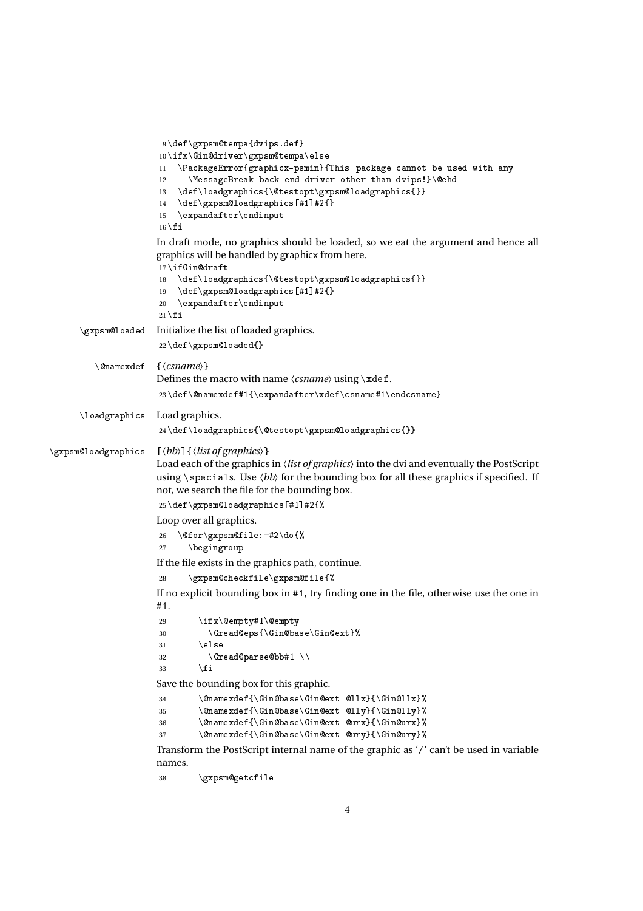```
9 \def\gxpsm@tempa{dvips.def}
10 \ifx\Gin@driver\gxpsm@tempa\else
11   \PackageError{graphicx-psmin}{This package cannot be used with any
12     \MessageBreak back end driver other than dvips!}\@ehd
13   \def\loadgraphics{\@testopt\gxpsm@loadgraphics{}}
14   \def\gxpsm@loadgraphics[#1]#2{}
15   \expandafter\endinput
16 \fi
```

In draft mode, no graphics should be loaded, so we eat the argument and hence all graphics will be handled by graphicx from here.

```
17 \ifGin@draft
18   \def\loadgraphics{\@testopt\gxpsm@loadgraphics{}}
19   \def\gxpsm@loadgraphics[#1]#2{}
20   \expandafter\endinput
21 \fi
```

`\gxpsm@loaded` Initialize the list of loaded graphics.

```
22 \def\gxpsm@loaded{}
```

`\@namexdef` {⟨*csname*⟩}

Defines the macro with name ⟨*csname*⟩ using `\xdef`.

```
23 \def\@namexdef#1{\expandafter\xdef\csname#1\endcsname}
```

`\loadgraphics` Load graphics.

```
24 \def\loadgraphics{\@testopt\gxpsm@loadgraphics{}}
```

`\gxpsm@loadgraphics` [⟨*bb*⟩]{⟨*list of graphics*⟩}

Load each of the graphics in ⟨*list of graphics*⟩ into the dvi and eventually the PostScript using `\specials`. Use ⟨*bb*⟩ for the bounding box for all these graphics if specified. If not, we search the file for the bounding box.

```
25 \def\gxpsm@loadgraphics[#1]#2{%
```

Loop over all graphics.

```
26   \@for\gxpsm@file:=#2\do{%
27     \begingroup
```

If the file exists in the graphics path, continue.

```
28     \gxpsm@checkfile\gxpsm@file{%
```

If no explicit bounding box in #1, try finding one in the file, otherwise use the one in #1.

```
29       \ifx\@empty#1\@empty
30         \Gread@eps{\Gin@base\Gin@ext}%
31       \else
32         \Gread@parse@bb#1 \\
33       \fi
```

Save the bounding box for this graphic.

```
34       \@namexdef{\Gin@base\Gin@ext @llx}{\Gin@llx}%
35       \@namexdef{\Gin@base\Gin@ext @lly}{\Gin@lly}%
36       \@namexdef{\Gin@base\Gin@ext @urx}{\Gin@urx}%
37       \@namexdef{\Gin@base\Gin@ext @ury}{\Gin@ury}%
```

Transform the PostScript internal name of the graphic as '/' can't be used in variable names.

```
38       \gxpsm@getcfile
```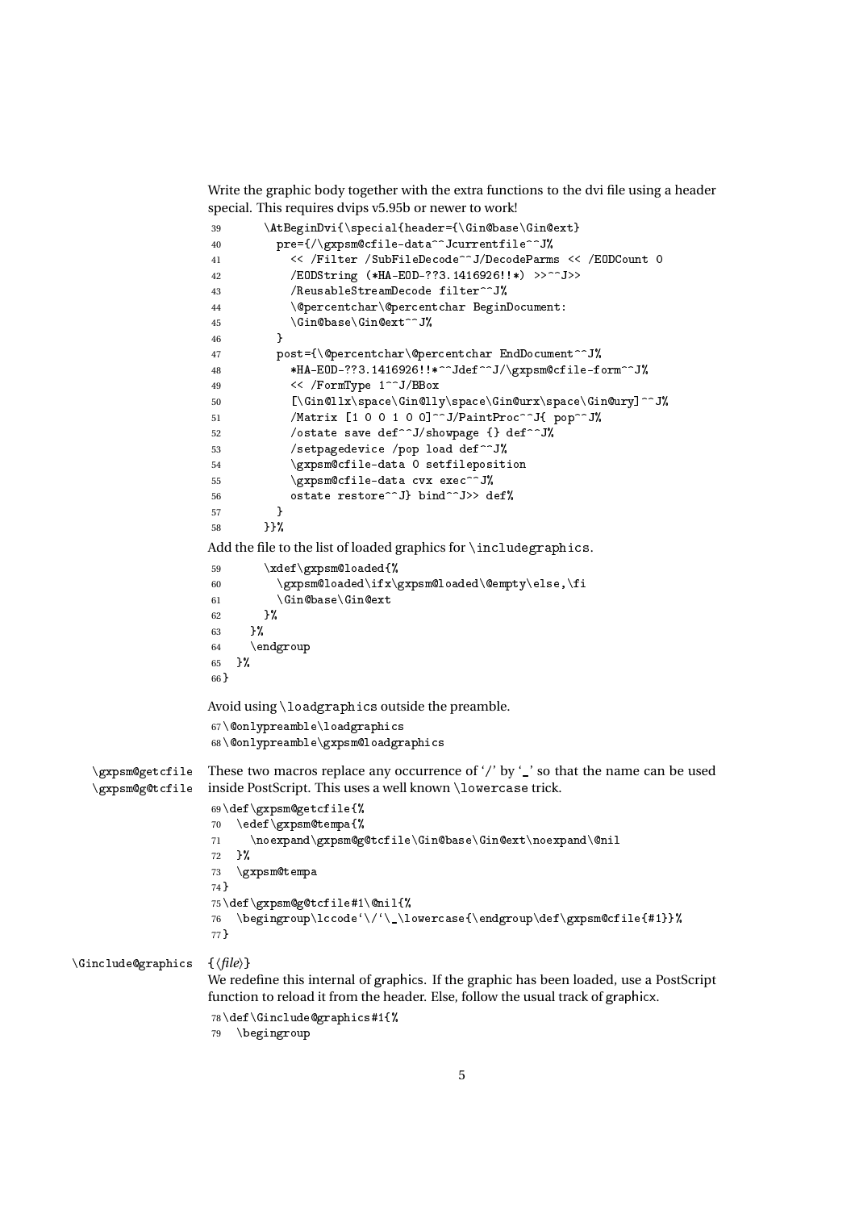Write the graphic body together with the extra functions to the dvi file using a header special. This requires dvips v5.95b or newer to work!

```
39       \AtBeginDvi{\special{header={\Gin@base\Gin@ext}
40         pre={/\gxpsm@cfile-data^^Jcurrentfile^^J%
41           << /Filter /SubFileDecode^^J/DecodeParms << /EODCount 0
42           /EODString (*HA-EOD-??3.1416926!!*) >>^^J>>
43           /ReusableStreamDecode filter^^J%
44           \@percentchar\@percentchar BeginDocument:
45           \Gin@base\Gin@ext^^J%
46         }
47         post={\@percentchar\@percentchar EndDocument^^J%
48           *HA-EOD-??3.1416926!!*^^Jdef^^J/\gxpsm@cfile-form^^J%
49           << /FormType 1^^J/BBox
50           [\Gin@llx\space\Gin@lly\space\Gin@urx\space\Gin@ury]^^J%
51           /Matrix [1 0 0 1 0 0]^^J/PaintProc^^J{ pop^^J%
52           /ostate save def^^J/showpage {} def^^J%
53           /setpagedevice /pop load def^^J%
54           \gxpsm@cfile-data 0 setfileposition
55           \gxpsm@cfile-data cvx exec^^J%
56           ostate restore^^J} bind^^J>> def%
57         }
58       }}%
```

Add the file to the list of loaded graphics for `\includegraphics`.

```
59       \xdef\gxpsm@loaded{%
60         \gxpsm@loaded\ifx\gxpsm@loaded\@empty\else,\fi
61         \Gin@base\Gin@ext
62       }%
63     }%
64     \endgroup
65   }%
66 }
```

Avoid using `\loadgraphics` outside the preamble.

```
67 \@onlypreamble\loadgraphics
68 \@onlypreamble\gxpsm@loadgraphics
```

`\gxpsm@getcfile` `\gxpsm@g@tcfile` These two macros replace any occurrence of '/' by '_' so that the name can be used inside PostScript. This uses a well known `\lowercase` trick.

```
69 \def\gxpsm@getcfile{%
70   \edef\gxpsm@tempa{%
71     \noexpand\gxpsm@g@tcfile\Gin@base\Gin@ext\noexpand\@nil
72   }%
73   \gxpsm@tempa
74 }
75 \def\gxpsm@g@tcfile#1\@nil{%
76   \begingroup\lccode`\/`\_\lowercase{\endgroup\def\gxpsm@cfile{#1}}%
77 }
```

`\Ginclude@graphics` {⟨*file*⟩}

We redefine this internal of graphics. If the graphic has been loaded, use a PostScript function to reload it from the header. Else, follow the usual track of graphicx.

```
78 \def\Ginclude@graphics#1{%
79   \begingroup
```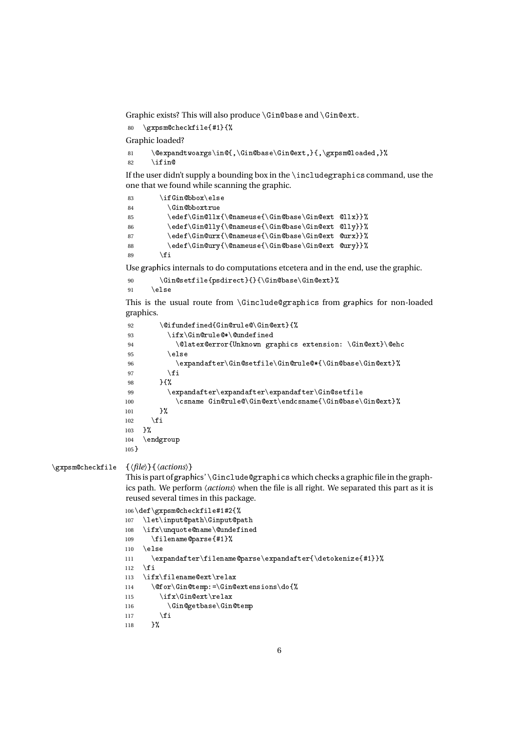Graphic exists? This will also produce `\Gin@base` and `\Gin@ext`.

```
80   \gxpsm@checkfile{#1}{%
```

Graphic loaded?

```
81     \@expandtwoargs\in@{,\Gin@base\Gin@ext,}{,\gxpsm@loaded,}%
82     \ifin@
```

If the user didn't supply a bounding box in the `\includegraphics` command, use the one that we found while scanning the graphic.

```
83       \ifGin@bbox\else
84         \Gin@bboxtrue
85         \edef\Gin@llx{\@nameuse{\Gin@base\Gin@ext @llx}}%
86         \edef\Gin@lly{\@nameuse{\Gin@base\Gin@ext @lly}}%
87         \edef\Gin@urx{\@nameuse{\Gin@base\Gin@ext @urx}}%
88         \edef\Gin@ury{\@nameuse{\Gin@base\Gin@ext @ury}}%
89       \fi
```

Use graphics internals to do computations etcetera and in the end, use the graphic.

```
90       \Gin@setfile{psdirect}{}{\Gin@base\Gin@ext}%
91     \else
```

This is the usual route from `\Ginclude@graphics` from graphics for non-loaded graphics.

```
92       \@ifundefined{Gin@rule@\Gin@ext}{%
93         \ifx\Gin@rule@*\@undefined
94           \@latex@error{Unknown graphics extension: \Gin@ext}\@ehc
95         \else
96           \expandafter\Gin@setfile\Gin@rule@*{\Gin@base\Gin@ext}%
97         \fi
98       }{%
99         \expandafter\expandafter\expandafter\Gin@setfile
100          \csname Gin@rule@\Gin@ext\endcsname{\Gin@base\Gin@ext}%
101      }%
102    \fi
103  }%
104  \endgroup
105 }
```

`\gxpsm@checkfile` {⟨*file*⟩}{⟨*actions*⟩}

This is part of graphics' `\Ginclude@graphics` which checks a graphic file in the graphics path. We perform ⟨*actions*⟩ when the file is all right. We separated this part as it is reused several times in this package.

```
106 \def\gxpsm@checkfile#1#2{%
107   \let\input@path\Ginput@path
108   \ifx\unquote@name\@undefined
109     \filename@parse{#1}%
110   \else
111     \expandafter\filename@parse\expandafter{\detokenize{#1}}%
112   \fi
113   \ifx\filename@ext\relax
114     \@for\Gin@temp:=\Gin@extensions\do{%
115       \ifx\Gin@ext\relax
116         \Gin@getbase\Gin@temp
117       \fi
118     }%
```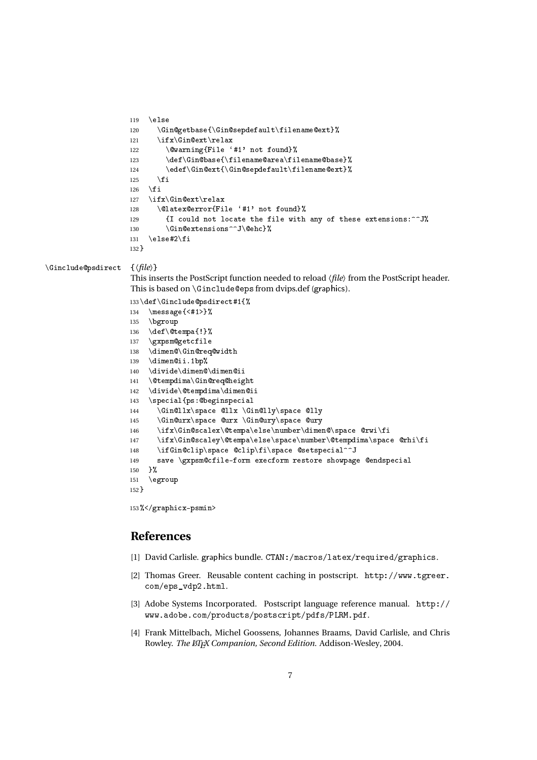```
119   \else
120     \Gin@getbase{\Gin@sepdefault\filename@ext}%
121     \ifx\Gin@ext\relax
122       \@warning{File '#1' not found}%
123       \def\Gin@base{\filename@area\filename@base}%
124       \edef\Gin@ext{\Gin@sepdefault\filename@ext}%
125     \fi
126   \fi
127   \ifx\Gin@ext\relax
128     \@latex@error{File '#1' not found}%
129       {I could not locate the file with any of these extensions:^^J%
130       \Gin@extensions^^J\@ehc}%
131   \else#2\fi
132 }
```

`\Ginclude@psdirect` {⟨*file*⟩}

This inserts the PostScript function needed to reload ⟨*file*⟩ from the PostScript header. This is based on `\Ginclude@eps` from dvips.def (graphics).

```
133 \def\Ginclude@psdirect#1{%
134   \message{<#1>}%
135   \bgroup
136   \def\@tempa{!}%
137   \gxpsm@getcfile
138   \dimen@\Gin@req@width
139   \dimen@ii.1bp%
140   \divide\dimen@\dimen@ii
141   \@tempdima\Gin@req@height
142   \divide\@tempdima\dimen@ii
143   \special{ps:@beginspecial
144     \Gin@llx\space @llx \Gin@lly\space @lly
145     \Gin@urx\space @urx \Gin@ury\space @ury
146     \ifx\Gin@scalex\@tempa\else\number\dimen@\space @rwi\fi
147     \ifx\Gin@scaley\@tempa\else\space\number\@tempdima\space @rhi\fi
148     \ifGin@clip\space @clip\fi\space @setspecial^^J
149     save \gxpsm@cfile-form execform restore showpage @endspecial
150   }%
151   \egroup
152 }

153 %</graphicx-psmin>
```

## References

[1] David Carlisle. graphics bundle. CTAN:/macros/latex/required/graphics.

[2] Thomas Greer. Reusable content caching in postscript. http://www.tgreer.com/eps_vdp2.html.

[3] Adobe Systems Incorporated. Postscript language reference manual. http://www.adobe.com/products/postscript/pdfs/PLRM.pdf.

[4] Frank Mittelbach, Michel Goossens, Johannes Braams, David Carlisle, and Chris Rowley. *The LaTeX Companion, Second Edition*. Addison-Wesley, 2004.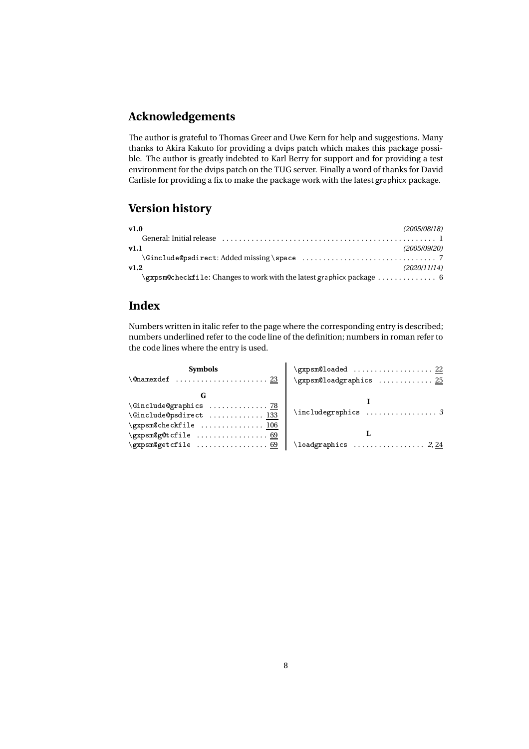## Acknowledgements

The author is grateful to Thomas Greer and Uwe Kern for help and suggestions. Many thanks to Akira Kakuto for providing a dvips patch which makes this package possible. The author is greatly indebted to Karl Berry for support and for providing a test environment for the dvips patch on the TUG server. Finally a word of thanks for David Carlisle for providing a fix to make the package work with the latest graphicx package.

## Version history

**v1.0** *(2005/08/18)*

General: Initial release . . . . . . . . . . 1

**v1.1** *(2005/09/20)*

`\Ginclude@psdirect`: Added missing `\space` . . . . . . . . . . 7

**v1.2** *(2020/11/14)*

`\gxpsm@checkfile`: Changes to work with the latest graphicx package . . . . . . . . . . 6

## Index

Numbers written in italic refer to the page where the corresponding entry is described; numbers underlined refer to the code line of the definition; numbers in roman refer to the code lines where the entry is used.

**Symbols**

`\@namexdef` . . . . . . . . . . 23

**G**

`\Ginclude@graphics` . . . . . . . . . . 78

`\Ginclude@psdirect` . . . . . . . . . . 133

`\gxpsm@checkfile` . . . . . . . . . . 106

`\gxpsm@g@tcfile` . . . . . . . . . . 69

`\gxpsm@getcfile` . . . . . . . . . . 69

`\gxpsm@loaded` . . . . . . . . . . 22

`\gxpsm@loadgraphics` . . . . . . . . . . 25

**I**

`\includegraphics` . . . . . . . . . . *3*

**L**

`\loadgraphics` . . . . . . . . . . *2*, 24